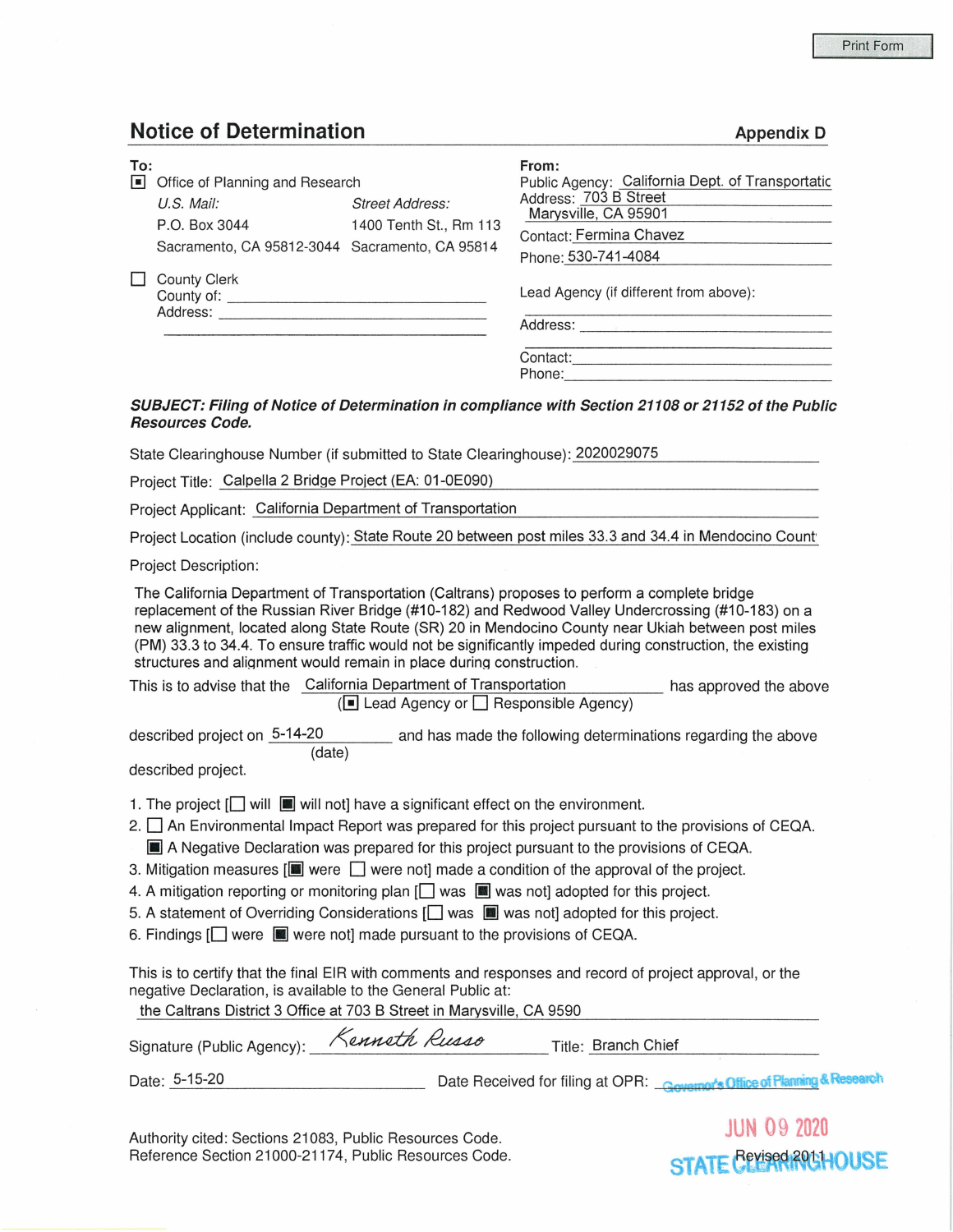# Notice of Determination

**Appendix D**

**To:**

[■] Office of Planning and Research

U.S. Mail: P.O. Box 3044, Sacramento, CA 95812-3044

Street Address: 1400 Tenth St., Rm 113, Sacramento, CA 95814

[ ] County Clerk
County of: ____________________
Address: ____________________

**From:**

Public Agency: California Dept. of Transportatic
Address: 703 B Street
Marysville, CA 95901
Contact: Fermina Chavez
Phone: 530-741-4084

Lead Agency (if different from above): ____________________
Address: ____________________
Contact: ____________________
Phone: ____________________

***SUBJECT: Filing of Notice of Determination in compliance with Section 21108 or 21152 of the Public Resources Code.***

State Clearinghouse Number (if submitted to State Clearinghouse): 2020029075

Project Title: Calpella 2 Bridge Project (EA: 01-0E090)

Project Applicant: California Department of Transportation

Project Location (include county): State Route 20 between post miles 33.3 and 34.4 in Mendocino Count

Project Description:

The California Department of Transportation (Caltrans) proposes to perform a complete bridge replacement of the Russian River Bridge (#10-182) and Redwood Valley Undercrossing (#10-183) on a new alignment, located along State Route (SR) 20 in Mendocino County near Ukiah between post miles (PM) 33.3 to 34.4. To ensure traffic would not be significantly impeded during construction, the existing structures and alignment would remain in place during construction.

This is to advise that the California Department of Transportation ([■] Lead Agency or [ ] Responsible Agency) has approved the above described project on 5-14-20 (date) and has made the following determinations regarding the above described project.

1. The project [[ ] will [■] will not] have a significant effect on the environment.
2. [ ] An Environmental Impact Report was prepared for this project pursuant to the provisions of CEQA.
   [■] A Negative Declaration was prepared for this project pursuant to the provisions of CEQA.
3. Mitigation measures [[■] were [ ] were not] made a condition of the approval of the project.
4. A mitigation reporting or monitoring plan [[ ] was [■] was not] adopted for this project.
5. A statement of Overriding Considerations [[ ] was [■] was not] adopted for this project.
6. Findings [[ ] were [■] were not] made pursuant to the provisions of CEQA.

This is to certify that the final EIR with comments and responses and record of project approval, or the negative Declaration, is available to the General Public at:
the Caltrans District 3 Office at 703 B Street in Marysville, CA 9590

Signature (Public Agency): *Kenneth Russo* Title: Branch Chief

Date: 5-15-20 Date Received for filing at OPR: Governor's Office of Planning & Research

JUN 09 2020

STATE CLEARINGHOUSE

Authority cited: Sections 21083, Public Resources Code.
Reference Section 21000-21174, Public Resources Code.

Revised 2011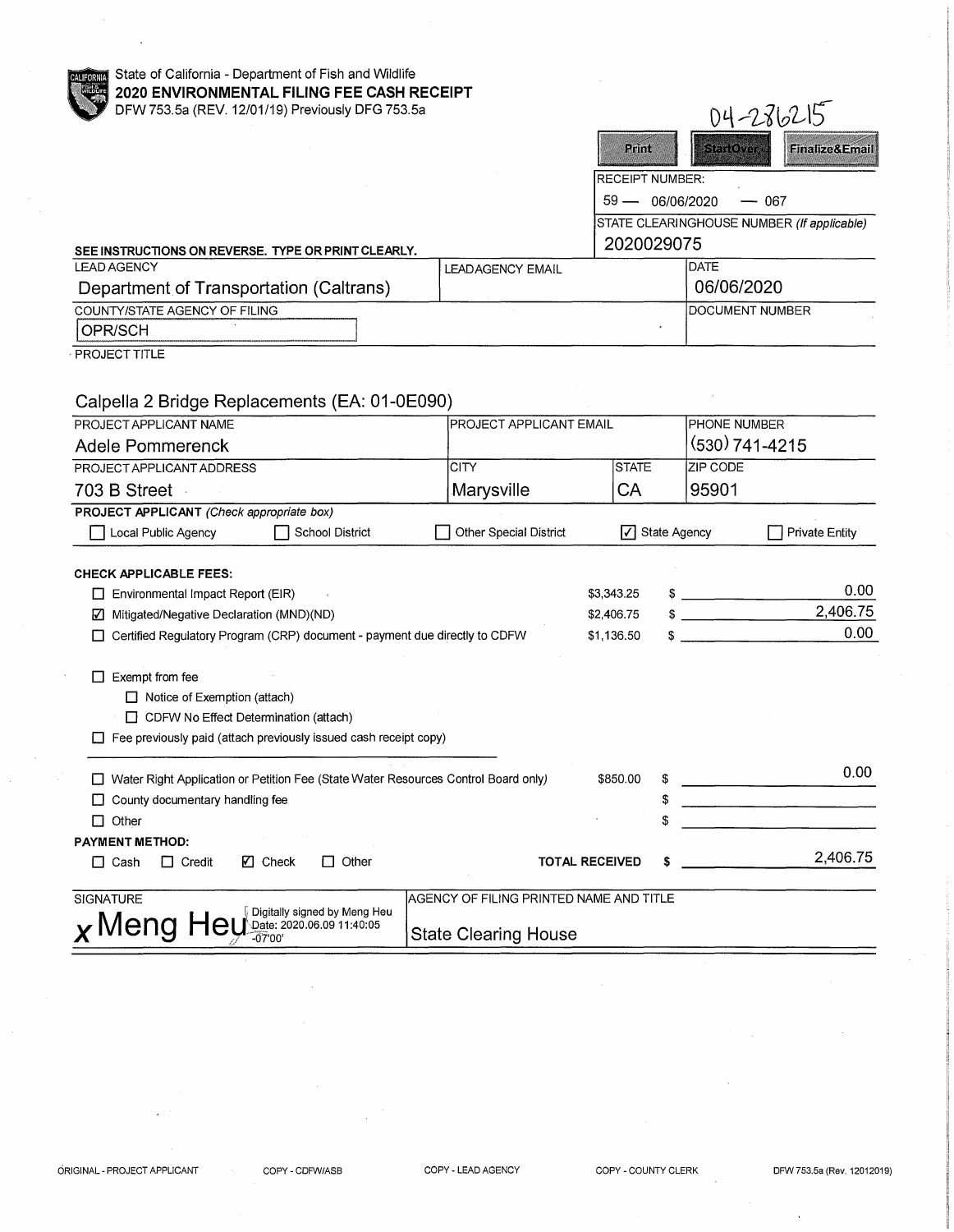State of California - Department of Fish and Wildlife
**2020 ENVIRONMENTAL FILING FEE CASH RECEIPT**
DFW 753.5a (REV. 12/01/19) Previously DFG 753.5a

04-286215

Print | StartOver | Finalize&Email

RECEIPT NUMBER:
59 — 06/06/2020 — 067

STATE CLEARINGHOUSE NUMBER *(If applicable)*
2020029075

**SEE INSTRUCTIONS ON REVERSE. TYPE OR PRINT CLEARLY.**

| LEAD AGENCY | LEAD AGENCY EMAIL | DATE |
|---|---|---|
| Department of Transportation (Caltrans) | | 06/06/2020 |
| COUNTY/STATE AGENCY OF FILING | | DOCUMENT NUMBER |
| OPR/SCH | | |

PROJECT TITLE

Calpella 2 Bridge Replacements (EA: 01-0E090)

| PROJECT APPLICANT NAME | PROJECT APPLICANT EMAIL | | PHONE NUMBER |
|---|---|---|---|
| Adele Pommerenck | | | (530) 741-4215 |
| **PROJECT APPLICANT ADDRESS** | **CITY** | **STATE** | **ZIP CODE** |
| 703 B Street | Marysville | CA | 95901 |

**PROJECT APPLICANT** *(Check appropriate box)*

☐ Local Public Agency ☐ School District ☐ Other Special District ☑ State Agency ☐ Private Entity

**CHECK APPLICABLE FEES:**

| | | |
|---|---|---|
| ☐ Environmental Impact Report (EIR) | $3,343.25 | $ 0.00 |
| ☑ Mitigated/Negative Declaration (MND)(ND) | $2,406.75 | $ 2,406.75 |
| ☐ Certified Regulatory Program (CRP) document - payment due directly to CDFW | $1,136.50 | $ 0.00 |

☐ Exempt from fee
- ☐ Notice of Exemption (attach)
- ☐ CDFW No Effect Determination (attach)

☐ Fee previously paid (attach previously issued cash receipt copy)

| | | |
|---|---|---|
| ☐ Water Right Application or Petition Fee (State Water Resources Control Board only) | $850.00 | $ 0.00 |
| ☐ County documentary handling fee | | $ |
| ☐ Other | | $ |

**PAYMENT METHOD:**

☐ Cash ☐ Credit ☑ Check ☐ Other **TOTAL RECEIVED** $ 2,406.75

| SIGNATURE | AGENCY OF FILING PRINTED NAME AND TITLE |
|---|---|
| x Meng Heu (Digitally signed by Meng Heu Date: 2020.06.09 11:40:05 -07'00') | State Clearing House |

ORIGINAL - PROJECT APPLICANT COPY - CDFW/ASB COPY - LEAD AGENCY COPY - COUNTY CLERK DFW 753.5a (Rev. 12012019)